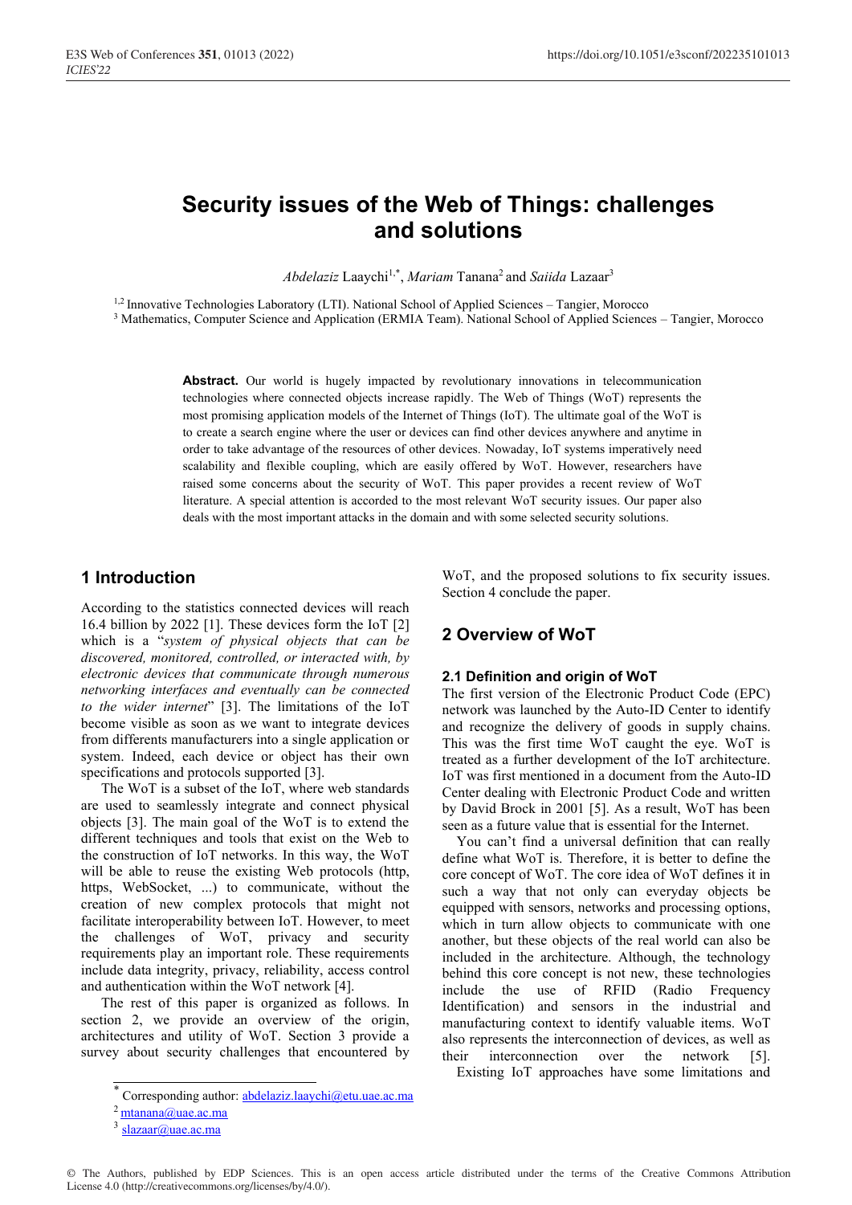# Security issues of the Web of Things: challenges and solutions

*Abdelaziz* Laaychi[1,*], *Mariam* Tanana[2] and *Saiida* Lazaar[3]

[1,2] Innovative Technologies Laboratory (LTI). National School of Applied Sciences – Tangier, Morocco
[3] Mathematics, Computer Science and Application (ERMIA Team). National School of Applied Sciences – Tangier, Morocco

**Abstract.** Our world is hugely impacted by revolutionary innovations in telecommunication technologies where connected objects increase rapidly. The Web of Things (WoT) represents the most promising application models of the Internet of Things (IoT). The ultimate goal of the WoT is to create a search engine where the user or devices can find other devices anywhere and anytime in order to take advantage of the resources of other devices. Nowaday, IoT systems imperatively need scalability and flexible coupling, which are easily offered by WoT. However, researchers have raised some concerns about the security of WoT. This paper provides a recent review of WoT literature. A special attention is accorded to the most relevant WoT security issues. Our paper also deals with the most important attacks in the domain and with some selected security solutions.

## 1 Introduction

According to the statistics connected devices will reach 16.4 billion by 2022 [1]. These devices form the IoT [2] which is a "*system of physical objects that can be discovered, monitored, controlled, or interacted with, by electronic devices that communicate through numerous networking interfaces and eventually can be connected to the wider internet*" [3]. The limitations of the IoT become visible as soon as we want to integrate devices from differents manufacturers into a single application or system. Indeed, each device or object has their own specifications and protocols supported [3].

The WoT is a subset of the IoT, where web standards are used to seamlessly integrate and connect physical objects [3]. The main goal of the WoT is to extend the different techniques and tools that exist on the Web to the construction of IoT networks. In this way, the WoT will be able to reuse the existing Web protocols (http, https, WebSocket, ...) to communicate, without the creation of new complex protocols that might not facilitate interoperability between IoT. However, to meet the challenges of WoT, privacy and security requirements play an important role. These requirements include data integrity, privacy, reliability, access control and authentication within the WoT network [4].

The rest of this paper is organized as follows. In section 2, we provide an overview of the origin, architectures and utility of WoT. Section 3 provide a survey about security challenges that encountered by WoT, and the proposed solutions to fix security issues. Section 4 conclude the paper.

## 2 Overview of WoT

### 2.1 Definition and origin of WoT

The first version of the Electronic Product Code (EPC) network was launched by the Auto-ID Center to identify and recognize the delivery of goods in supply chains. This was the first time WoT caught the eye. WoT is treated as a further development of the IoT architecture. IoT was first mentioned in a document from the Auto-ID Center dealing with Electronic Product Code and written by David Brock in 2001 [5]. As a result, WoT has been seen as a future value that is essential for the Internet.

You can't find a universal definition that can really define what WoT is. Therefore, it is better to define the core concept of WoT. The core idea of WoT defines it in such a way that not only can everyday objects be equipped with sensors, networks and processing options, which in turn allow objects to communicate with one another, but these objects of the real world can also be included in the architecture. Although, the technology behind this core concept is not new, these technologies include the use of RFID (Radio Frequency Identification) and sensors in the industrial and manufacturing context to identify valuable items. WoT also represents the interconnection of devices, as well as their interconnection over the network [5].

Existing IoT approaches have some limitations and

[*] Corresponding author: abdelaziz.laaychi@etu.uae.ac.ma
[2] mtanana@uae.ac.ma
[3] slazaar@uae.ac.ma

© The Authors, published by EDP Sciences. This is an open access article distributed under the terms of the Creative Commons Attribution License 4.0 (http://creativecommons.org/licenses/by/4.0/).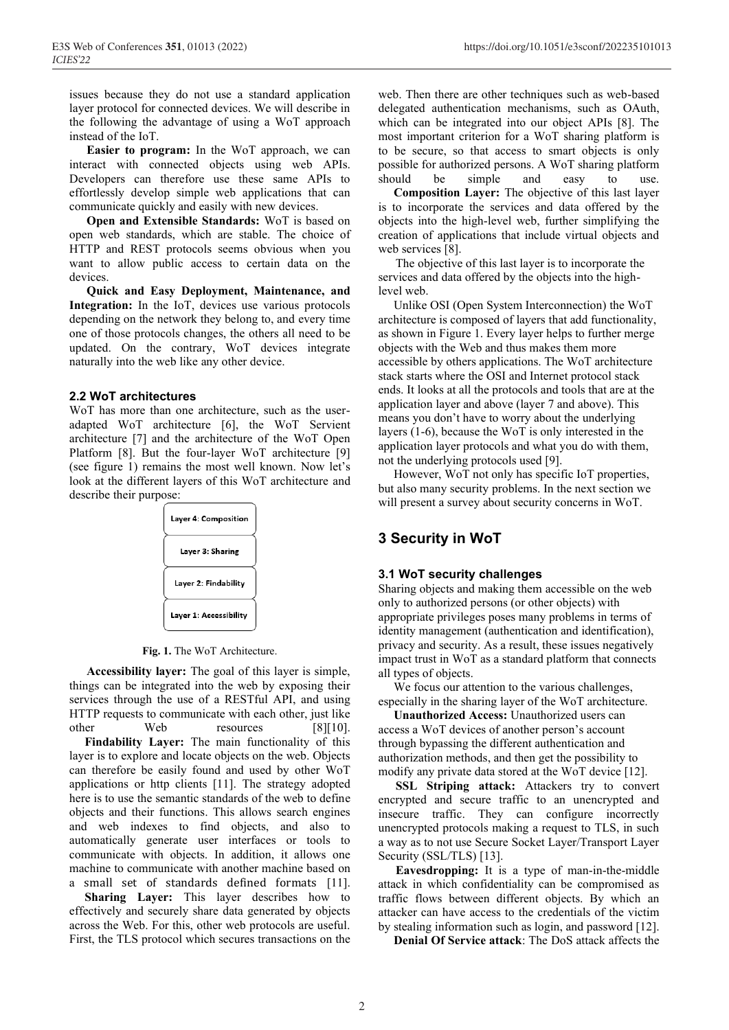issues because they do not use a standard application layer protocol for connected devices. We will describe in the following the advantage of using a WoT approach instead of the IoT.

**Easier to program:** In the WoT approach, we can interact with connected objects using web APIs. Developers can therefore use these same APIs to effortlessly develop simple web applications that can communicate quickly and easily with new devices.

**Open and Extensible Standards:** WoT is based on open web standards, which are stable. The choice of HTTP and REST protocols seems obvious when you want to allow public access to certain data on the devices.

**Quick and Easy Deployment, Maintenance, and Integration:** In the IoT, devices use various protocols depending on the network they belong to, and every time one of those protocols changes, the others all need to be updated. On the contrary, WoT devices integrate naturally into the web like any other device.

### 2.2 WoT architectures

WoT has more than one architecture, such as the user-adapted WoT architecture [6], the WoT Servient architecture [7] and the architecture of the WoT Open Platform [8]. But the four-layer WoT architecture [9] (see figure 1) remains the most well known. Now let's look at the different layers of this WoT architecture and describe their purpose:

Layer 4: Composition

Layer 3: Sharing

Layer 2: Findability

Layer 1: Accessibility

**Fig. 1.** The WoT Architecture.

**Accessibility layer:** The goal of this layer is simple, things can be integrated into the web by exposing their services through the use of a RESTful API, and using HTTP requests to communicate with each other, just like other Web resources [8][10].

**Findability Layer:** The main functionality of this layer is to explore and locate objects on the web. Objects can therefore be easily found and used by other WoT applications or http clients [11]. The strategy adopted here is to use the semantic standards of the web to define objects and their functions. This allows search engines and web indexes to find objects, and also to automatically generate user interfaces or tools to communicate with objects. In addition, it allows one machine to communicate with another machine based on a small set of standards defined formats [11].

**Sharing Layer:** This layer describes how to effectively and securely share data generated by objects across the Web. For this, other web protocols are useful. First, the TLS protocol which secures transactions on the web. Then there are other techniques such as web-based delegated authentication mechanisms, such as OAuth, which can be integrated into our object APIs [8]. The most important criterion for a WoT sharing platform is to be secure, so that access to smart objects is only possible for authorized persons. A WoT sharing platform should be simple and easy to use.

**Composition Layer:** The objective of this last layer is to incorporate the services and data offered by the objects into the high-level web, further simplifying the creation of applications that include virtual objects and web services [8].

The objective of this last layer is to incorporate the services and data offered by the objects into the high-level web.

Unlike OSI (Open System Interconnection) the WoT architecture is composed of layers that add functionality, as shown in Figure 1. Every layer helps to further merge objects with the Web and thus makes them more accessible by others applications. The WoT architecture stack starts where the OSI and Internet protocol stack ends. It looks at all the protocols and tools that are at the application layer and above (layer 7 and above). This means you don't have to worry about the underlying layers (1-6), because the WoT is only interested in the application layer protocols and what you do with them, not the underlying protocols used [9].

However, WoT not only has specific IoT properties, but also many security problems. In the next section we will present a survey about security concerns in WoT.

## 3 Security in WoT

### 3.1 WoT security challenges

Sharing objects and making them accessible on the web only to authorized persons (or other objects) with appropriate privileges poses many problems in terms of identity management (authentication and identification), privacy and security. As a result, these issues negatively impact trust in WoT as a standard platform that connects all types of objects.

We focus our attention to the various challenges, especially in the sharing layer of the WoT architecture.

**Unauthorized Access:** Unauthorized users can access a WoT devices of another person's account through bypassing the different authentication and authorization methods, and then get the possibility to modify any private data stored at the WoT device [12].

**SSL Striping attack:** Attackers try to convert encrypted and secure traffic to an unencrypted and insecure traffic. They can configure incorrectly unencrypted protocols making a request to TLS, in such a way as to not use Secure Socket Layer/Transport Layer Security (SSL/TLS) [13].

**Eavesdropping:** It is a type of man-in-the-middle attack in which confidentiality can be compromised as traffic flows between different objects. By which an attacker can have access to the credentials of the victim by stealing information such as login, and password [12].

**Denial Of Service attack**: The DoS attack affects the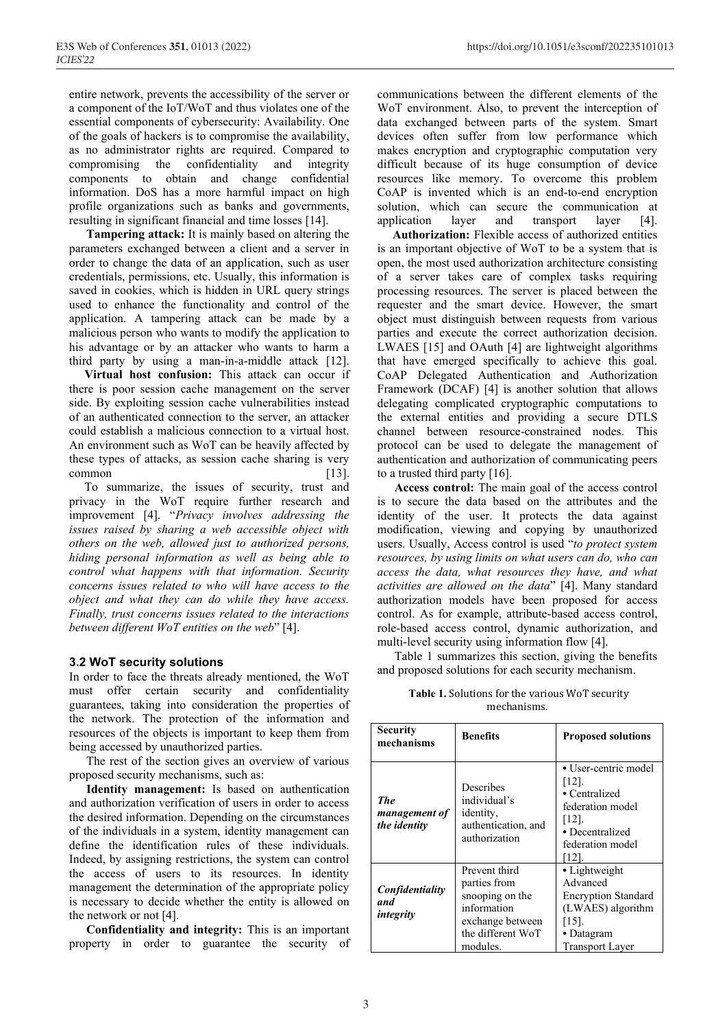entire network, prevents the accessibility of the server or a component of the IoT/WoT and thus violates one of the essential components of cybersecurity: Availability. One of the goals of hackers is to compromise the availability, as no administrator rights are required. Compared to compromising the confidentiality and integrity components to obtain and change confidential information. DoS has a more harmful impact on high profile organizations such as banks and governments, resulting in significant financial and time losses [14].

**Tampering attack:** It is mainly based on altering the parameters exchanged between a client and a server in order to change the data of an application, such as user credentials, permissions, etc. Usually, this information is saved in cookies, which is hidden in URL query strings used to enhance the functionality and control of the application. A tampering attack can be made by a malicious person who wants to modify the application to his advantage or by an attacker who wants to harm a third party by using a man-in-a-middle attack [12].

**Virtual host confusion:** This attack can occur if there is poor session cache management on the server side. By exploiting session cache vulnerabilities instead of an authenticated connection to the server, an attacker could establish a malicious connection to a virtual host. An environment such as WoT can be heavily affected by these types of attacks, as session cache sharing is very common [13].

To summarize, the issues of security, trust and privacy in the WoT require further research and improvement [4]. "*Privacy involves addressing the issues raised by sharing a web accessible object with others on the web, allowed just to authorized persons, hiding personal information as well as being able to control what happens with that information. Security concerns issues related to who will have access to the object and what they can do while they have access. Finally, trust concerns issues related to the interactions between different WoT entities on the web*" [4].

### 3.2 WoT security solutions

In order to face the threats already mentioned, the WoT must offer certain security and confidentiality guarantees, taking into consideration the properties of the network. The protection of the information and resources of the objects is important to keep them from being accessed by unauthorized parties.

The rest of the section gives an overview of various proposed security mechanisms, such as:

**Identity management:** Is based on authentication and authorization verification of users in order to access the desired information. Depending on the circumstances of the individuals in a system, identity management can define the identification rules of these individuals. Indeed, by assigning restrictions, the system can control the access of users to its resources. In identity management the determination of the appropriate policy is necessary to decide whether the entity is allowed on the network or not [4].

**Confidentiality and integrity:** This is an important property in order to guarantee the security of communications between the different elements of the WoT environment. Also, to prevent the interception of data exchanged between parts of the system. Smart devices often suffer from low performance which makes encryption and cryptographic computation very difficult because of its huge consumption of device resources like memory. To overcome this problem CoAP is invented which is an end-to-end encryption solution, which can secure the communication at application layer and transport layer [4].

**Authorization:** Flexible access of authorized entities is an important objective of WoT to be a system that is open, the most used authorization architecture consisting of a server takes care of complex tasks requiring processing resources. The server is placed between the requester and the smart device. However, the smart object must distinguish between requests from various parties and execute the correct authorization decision. LWAES [15] and OAuth [4] are lightweight algorithms that have emerged specifically to achieve this goal. CoAP Delegated Authentication and Authorization Framework (DCAF) [4] is another solution that allows delegating complicated cryptographic computations to the external entities and providing a secure DTLS channel between resource-constrained nodes. This protocol can be used to delegate the management of authentication and authorization of communicating peers to a trusted third party [16].

**Access control:** The main goal of the access control is to secure the data based on the attributes and the identity of the user. It protects the data against modification, viewing and copying by unauthorized users. Usually, Access control is used "*to protect system resources, by using limits on what users can do, who can access the data, what resources they have, and what activities are allowed on the data*" [4]. Many standard authorization models have been proposed for access control. As for example, attribute-based access control, role-based access control, dynamic authorization, and multi-level security using information flow [4].

Table 1 summarizes this section, giving the benefits and proposed solutions for each security mechanism.

**Table 1.** Solutions for the various WoT security mechanisms.

| Security mechanisms | Benefits | Proposed solutions |
|---|---|---|
| ***The management of the identity*** | Describes individual's identity, authentication, and authorization | • User-centric model [12]. • Centralized federation model [12]. • Decentralized federation model [12]. |
| ***Confidentiality and integrity*** | Prevent third parties from snooping on the information exchange between the different WoT modules. | • Lightweight Advanced Encryption Standard (LWAES) algorithm [15]. • Datagram Transport Layer |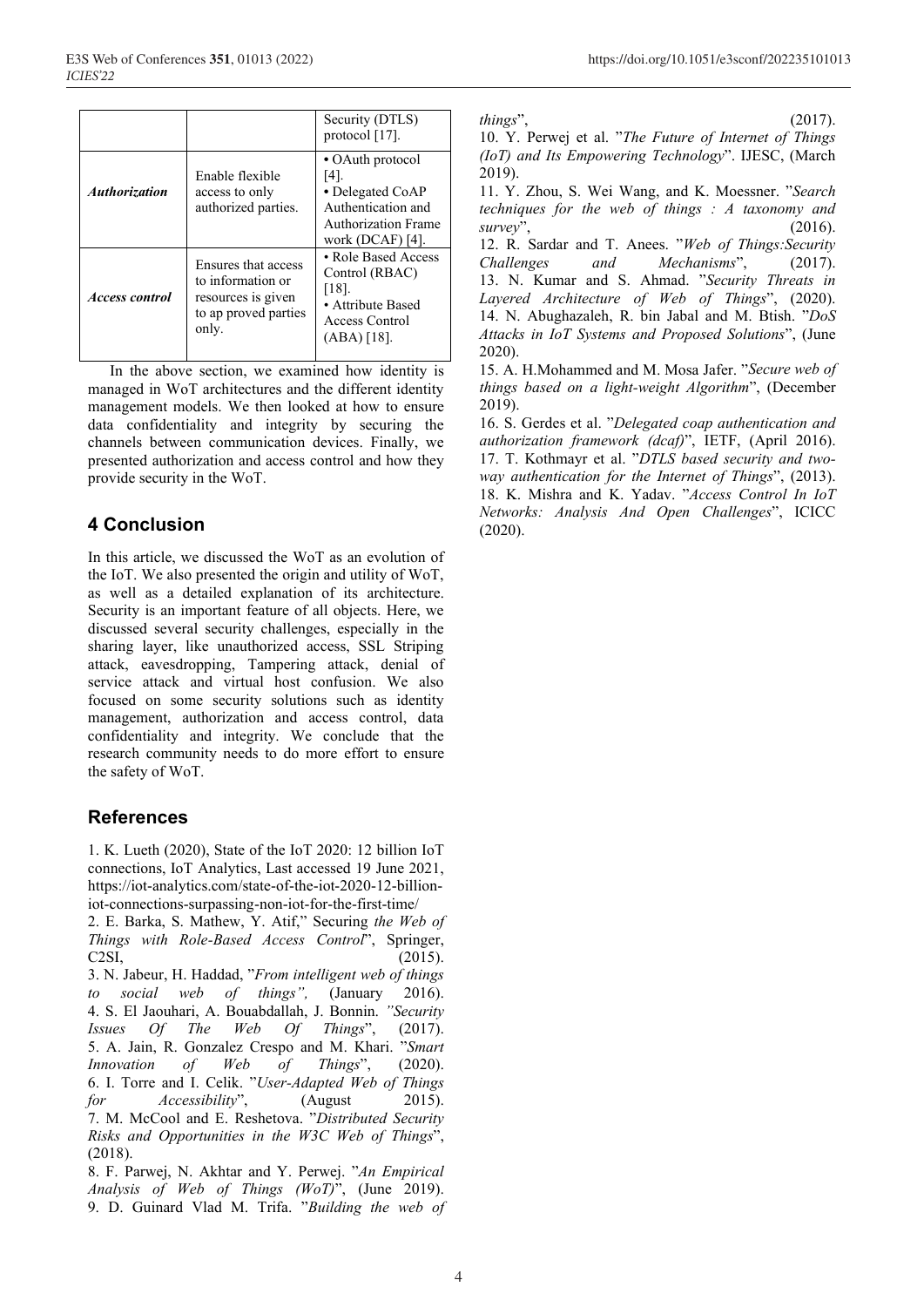| | | |
|---|---|---|
| | | Security (DTLS) protocol [17]. |
| ***Authorization*** | Enable flexible access to only authorized parties. | • OAuth protocol [4].<br>• Delegated CoAP Authentication and Authorization Frame work (DCAF) [4]. |
| ***Access control*** | Ensures that access to information or resources is given to ap proved parties only. | • Role Based Access Control (RBAC) [18].<br>• Attribute Based Access Control (ABA) [18]. |

In the above section, we examined how identity is managed in WoT architectures and the different identity management models. We then looked at how to ensure data confidentiality and integrity by securing the channels between communication devices. Finally, we presented authorization and access control and how they provide security in the WoT.

## 4 Conclusion

In this article, we discussed the WoT as an evolution of the IoT. We also presented the origin and utility of WoT, as well as a detailed explanation of its architecture. Security is an important feature of all objects. Here, we discussed several security challenges, especially in the sharing layer, like unauthorized access, SSL Striping attack, eavesdropping, Tampering attack, denial of service attack and virtual host confusion. We also focused on some security solutions such as identity management, authorization and access control, data confidentiality and integrity. We conclude that the research community needs to do more effort to ensure the safety of WoT.

## References

1. K. Lueth (2020), State of the IoT 2020: 12 billion IoT connections, IoT Analytics, Last accessed 19 June 2021, https://iot-analytics.com/state-of-the-iot-2020-12-billion-iot-connections-surpassing-non-iot-for-the-first-time/
2. E. Barka, S. Mathew, Y. Atif," Securing *the Web of Things with Role-Based Access Control*", Springer, C2SI, (2015).
3. N. Jabeur, H. Haddad, "*From intelligent web of things to social web of things",* (January 2016).
4. S. El Jaouhari, A. Bouabdallah, J. Bonnin. *"Security Issues Of The Web Of Things*", (2017).
5. A. Jain, R. Gonzalez Crespo and M. Khari. "*Smart Innovation of Web of Things*", (2020).
6. I. Torre and I. Celik. "*User-Adapted Web of Things for Accessibility*", (August 2015).
7. M. McCool and E. Reshetova. "*Distributed Security Risks and Opportunities in the W3C Web of Things*", (2018).
8. F. Parwej, N. Akhtar and Y. Perwej. "*An Empirical Analysis of Web of Things (WoT)*", (June 2019).
9. D. Guinard Vlad M. Trifa. "*Building the web of things*", (2017).
10. Y. Perwej et al. "*The Future of Internet of Things (IoT) and Its Empowering Technology*". IJESC, (March 2019).
11. Y. Zhou, S. Wei Wang, and K. Moessner. "*Search techniques for the web of things : A taxonomy and survey*", (2016).
12. R. Sardar and T. Anees. "*Web of Things:Security Challenges and Mechanisms*", (2017).
13. N. Kumar and S. Ahmad. "*Security Threats in Layered Architecture of Web of Things*", (2020).
14. N. Abughazaleh, R. bin Jabal and M. Btish. "*DoS Attacks in IoT Systems and Proposed Solutions*", (June 2020).
15. A. H.Mohammed and M. Mosa Jafer. "*Secure web of things based on a light-weight Algorithm*", (December 2019).
16. S. Gerdes et al. "*Delegated coap authentication and authorization framework (dcaf)*", IETF, (April 2016).
17. T. Kothmayr et al. "*DTLS based security and two-way authentication for the Internet of Things*", (2013).
18. K. Mishra and K. Yadav. "*Access Control In IoT Networks: Analysis And Open Challenges*", ICICC (2020).